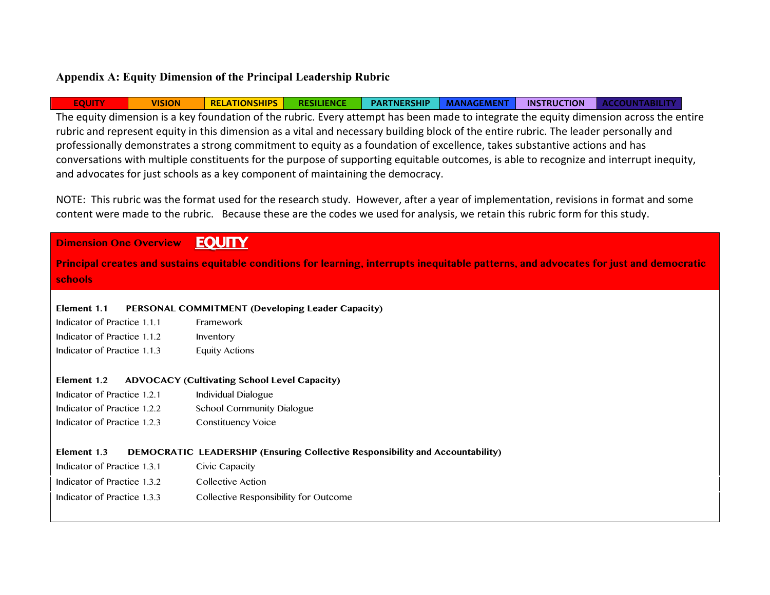## Appendix A: Equity Dimension of the Principal Leadership Rubric

| EQUITY | VISION | RELATIONSHIPS | RESILIENCE | PARTNERSHIP | MANAGEMENT | INSTRUCTION | ACCOUNTABILITY |
|---|---|---|---|---|---|---|---|

The equity dimension is a key foundation of the rubric. Every attempt has been made to integrate the equity dimension across the entire rubric and represent equity in this dimension as a vital and necessary building block of the entire rubric. The leader personally and professionally demonstrates a strong commitment to equity as a foundation of excellence, takes substantive actions and has conversations with multiple constituents for the purpose of supporting equitable outcomes, is able to recognize and interrupt inequity, and advocates for just schools as a key component of maintaining the democracy.

NOTE: This rubric was the format used for the research study. However, after a year of implementation, revisions in format and some content were made to the rubric. Because these are the codes we used for analysis, we retain this rubric form for this study.

### Dimension One Overview **EQUITY**

**Principal creates and sustains equitable conditions for learning, interrupts inequitable patterns, and advocates for just and democratic schools**

**Element 1.1 PERSONAL COMMITMENT (Developing Leader Capacity)**

| | |
|---|---|
| Indicator of Practice 1.1.1 | Framework |
| Indicator of Practice 1.1.2 | Inventory |
| Indicator of Practice 1.1.3 | Equity Actions |

**Element 1.2 ADVOCACY (Cultivating School Level Capacity)**

| | |
|---|---|
| Indicator of Practice 1.2.1 | Individual Dialogue |
| Indicator of Practice 1.2.2 | School Community Dialogue |
| Indicator of Practice 1.2.3 | Constituency Voice |

**Element 1.3 DEMOCRATIC LEADERSHIP (Ensuring Collective Responsibility and Accountability)**

| | |
|---|---|
| Indicator of Practice 1.3.1 | Civic Capacity |
| Indicator of Practice 1.3.2 | Collective Action |
| Indicator of Practice 1.3.3 | Collective Responsibility for Outcome |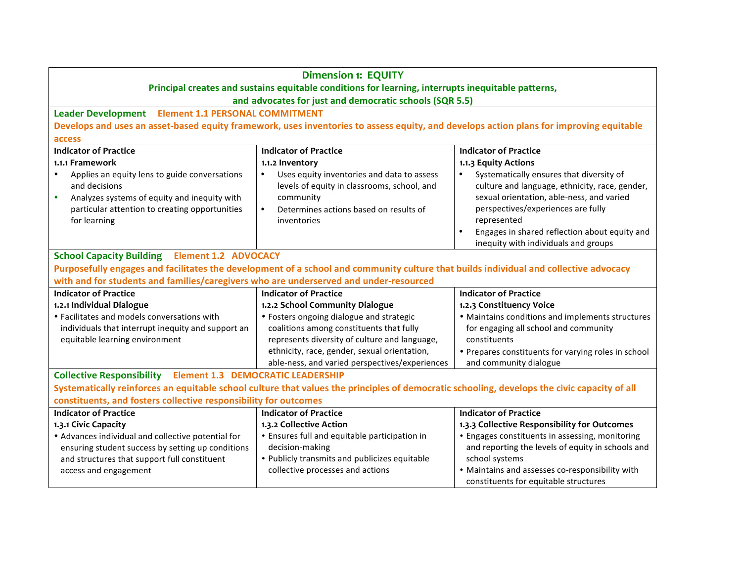## Dimension 1: EQUITY

**Principal creates and sustains equitable conditions for learning, interrupts inequitable patterns, and advocates for just and democratic schools (SQR 5.5)**

### Leader Development — Element 1.1 PERSONAL COMMITMENT

**Develops and uses an asset-based equity framework, uses inventories to assess equity, and develops action plans for improving equitable access**

| Indicator of Practice<br>**1.1.1 Framework** | Indicator of Practice<br>**1.1.2 Inventory** | Indicator of Practice<br>**1.1.3 Equity Actions** |
|---|---|---|
| • Applies an equity lens to guide conversations and decisions<br>• Analyzes systems of equity and inequity with particular attention to creating opportunities for learning | • Uses equity inventories and data to assess levels of equity in classrooms, school, and community<br>• Determines actions based on results of inventories | • Systematically ensures that diversity of culture and language, ethnicity, race, gender, sexual orientation, able-ness, and varied perspectives/experiences are fully represented<br>• Engages in shared reflection about equity and inequity with individuals and groups |

### School Capacity Building — Element 1.2 ADVOCACY

**Purposefully engages and facilitates the development of a school and community culture that builds individual and collective advocacy with and for students and families/caregivers who are underserved and under-resourced**

| Indicator of Practice<br>**1.2.1 Individual Dialogue** | Indicator of Practice<br>**1.2.2 School Community Dialogue** | Indicator of Practice<br>**1.2.3 Constituency Voice** |
|---|---|---|
| • Facilitates and models conversations with individuals that interrupt inequity and support an equitable learning environment | • Fosters ongoing dialogue and strategic coalitions among constituents that fully represents diversity of culture and language, ethnicity, race, gender, sexual orientation, able-ness, and varied perspectives/experiences | • Maintains conditions and implements structures for engaging all school and community constituents<br>• Prepares constituents for varying roles in school and community dialogue |

### Collective Responsibility — Element 1.3 DEMOCRATIC LEADERSHIP

**Systematically reinforces an equitable school culture that values the principles of democratic schooling, develops the civic capacity of all constituents, and fosters collective responsibility for outcomes**

| Indicator of Practice<br>**1.3.1 Civic Capacity** | Indicator of Practice<br>**1.3.2 Collective Action** | Indicator of Practice<br>**1.3.3 Collective Responsibility for Outcomes** |
|---|---|---|
| • Advances individual and collective potential for ensuring student success by setting up conditions and structures that support full constituent access and engagement | • Ensures full and equitable participation in decision-making<br>• Publicly transmits and publicizes equitable collective processes and actions | • Engages constituents in assessing, monitoring and reporting the levels of equity in schools and school systems<br>• Maintains and assesses co-responsibility with constituents for equitable structures |